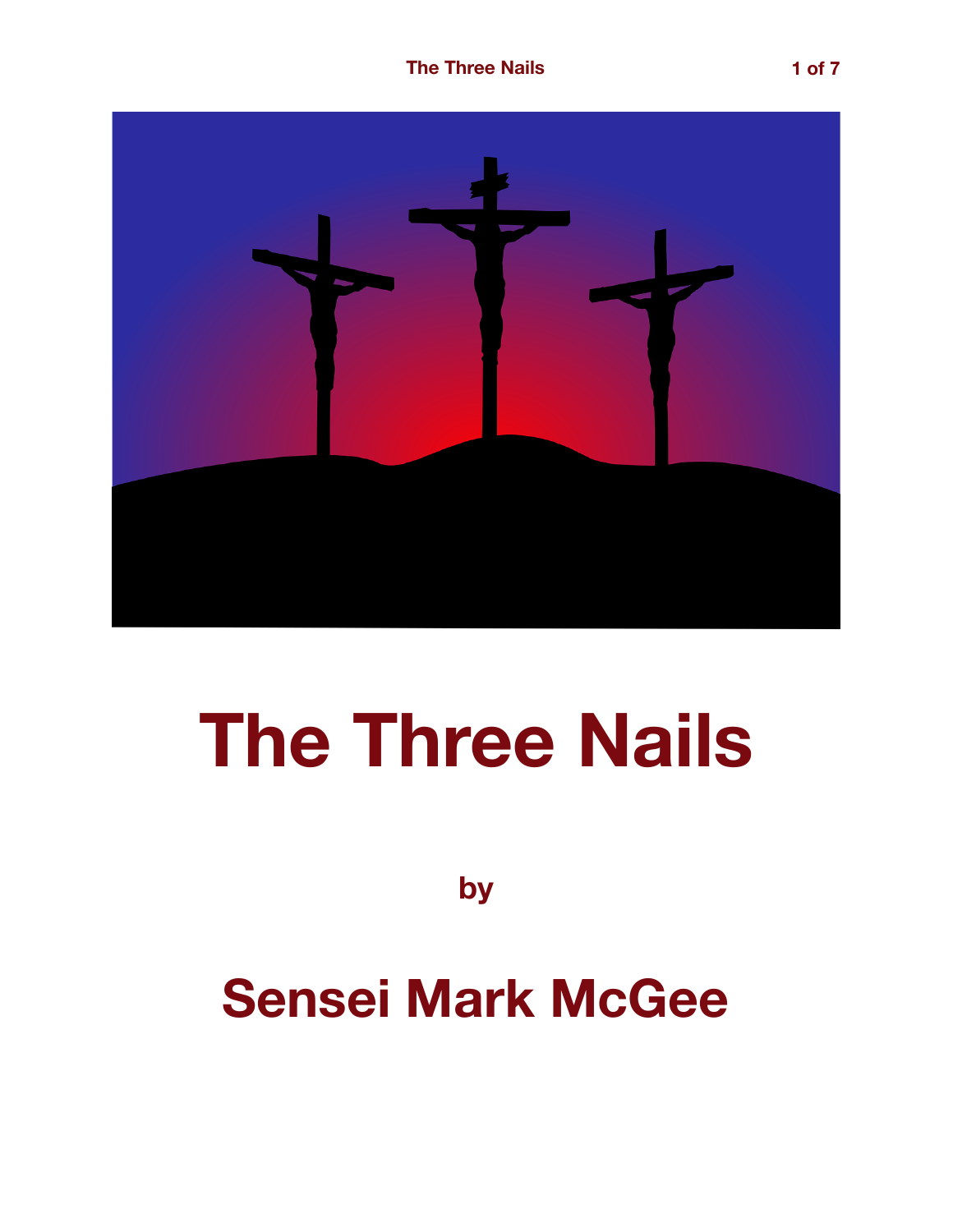# The Three Nails

**by**

## Sensei Mark McGee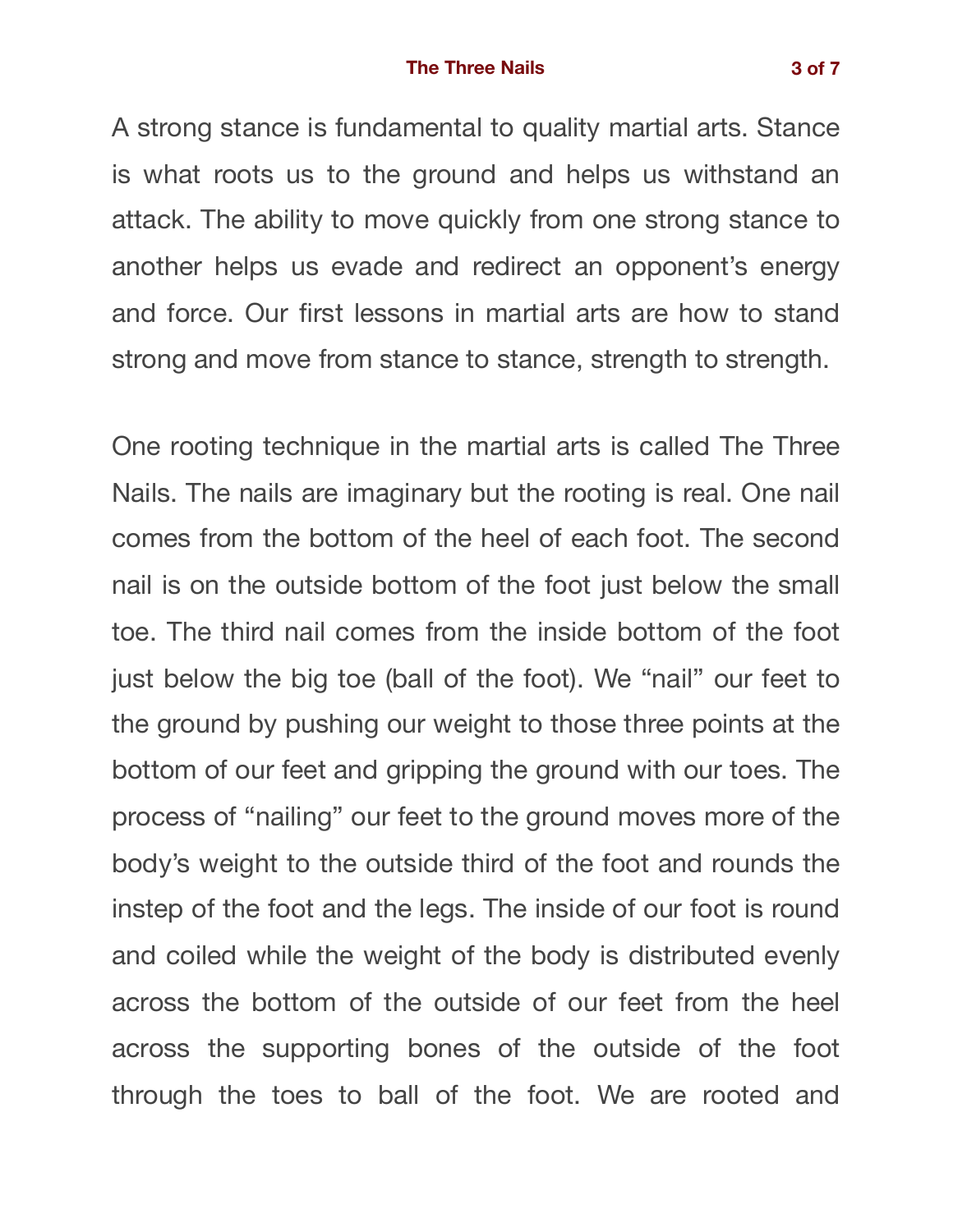A strong stance is fundamental to quality martial arts. Stance is what roots us to the ground and helps us withstand an attack. The ability to move quickly from one strong stance to another helps us evade and redirect an opponent's energy and force. Our first lessons in martial arts are how to stand strong and move from stance to stance, strength to strength.

One rooting technique in the martial arts is called The Three Nails. The nails are imaginary but the rooting is real. One nail comes from the bottom of the heel of each foot. The second nail is on the outside bottom of the foot just below the small toe. The third nail comes from the inside bottom of the foot just below the big toe (ball of the foot). We "nail" our feet to the ground by pushing our weight to those three points at the bottom of our feet and gripping the ground with our toes. The process of "nailing" our feet to the ground moves more of the body's weight to the outside third of the foot and rounds the instep of the foot and the legs. The inside of our foot is round and coiled while the weight of the body is distributed evenly across the bottom of the outside of our feet from the heel across the supporting bones of the outside of the foot through the toes to ball of the foot. We are rooted and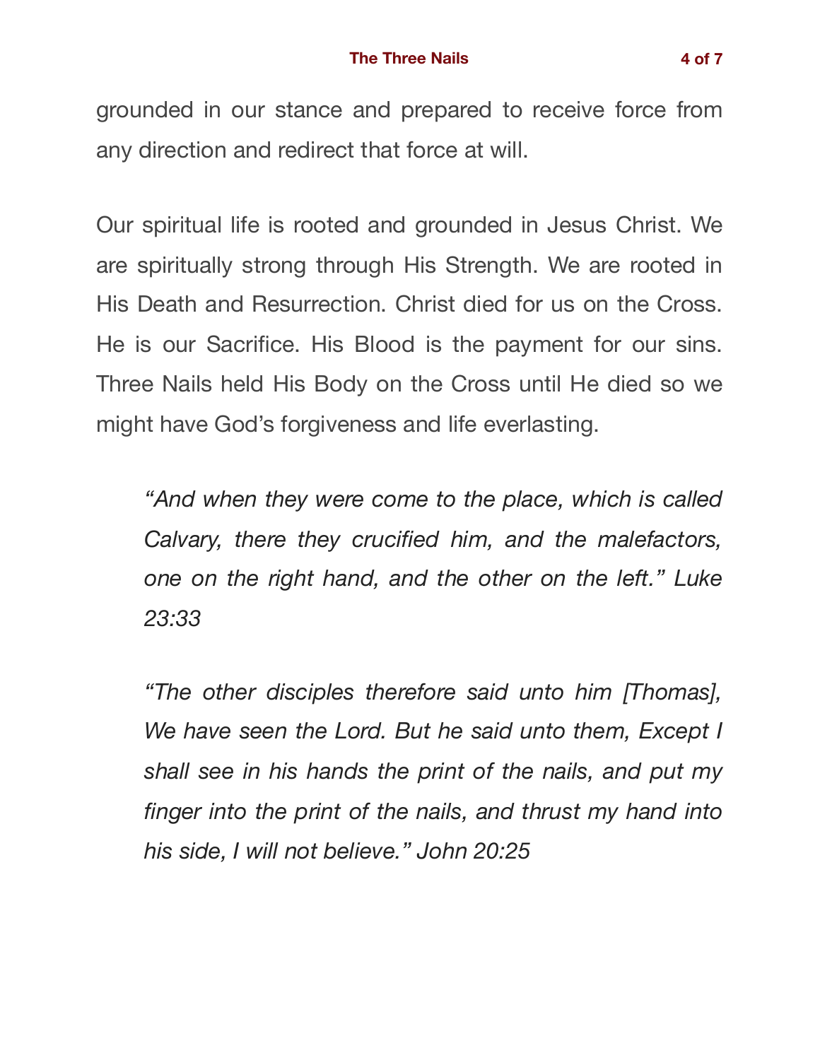grounded in our stance and prepared to receive force from any direction and redirect that force at will.

Our spiritual life is rooted and grounded in Jesus Christ. We are spiritually strong through His Strength. We are rooted in His Death and Resurrection. Christ died for us on the Cross. He is our Sacrifice. His Blood is the payment for our sins. Three Nails held His Body on the Cross until He died so we might have God's forgiveness and life everlasting.

> *"And when they were come to the place, which is called Calvary, there they crucified him, and the malefactors, one on the right hand, and the other on the left." Luke 23:33*

> *"The other disciples therefore said unto him [Thomas], We have seen the Lord. But he said unto them, Except I shall see in his hands the print of the nails, and put my finger into the print of the nails, and thrust my hand into his side, I will not believe." John 20:25*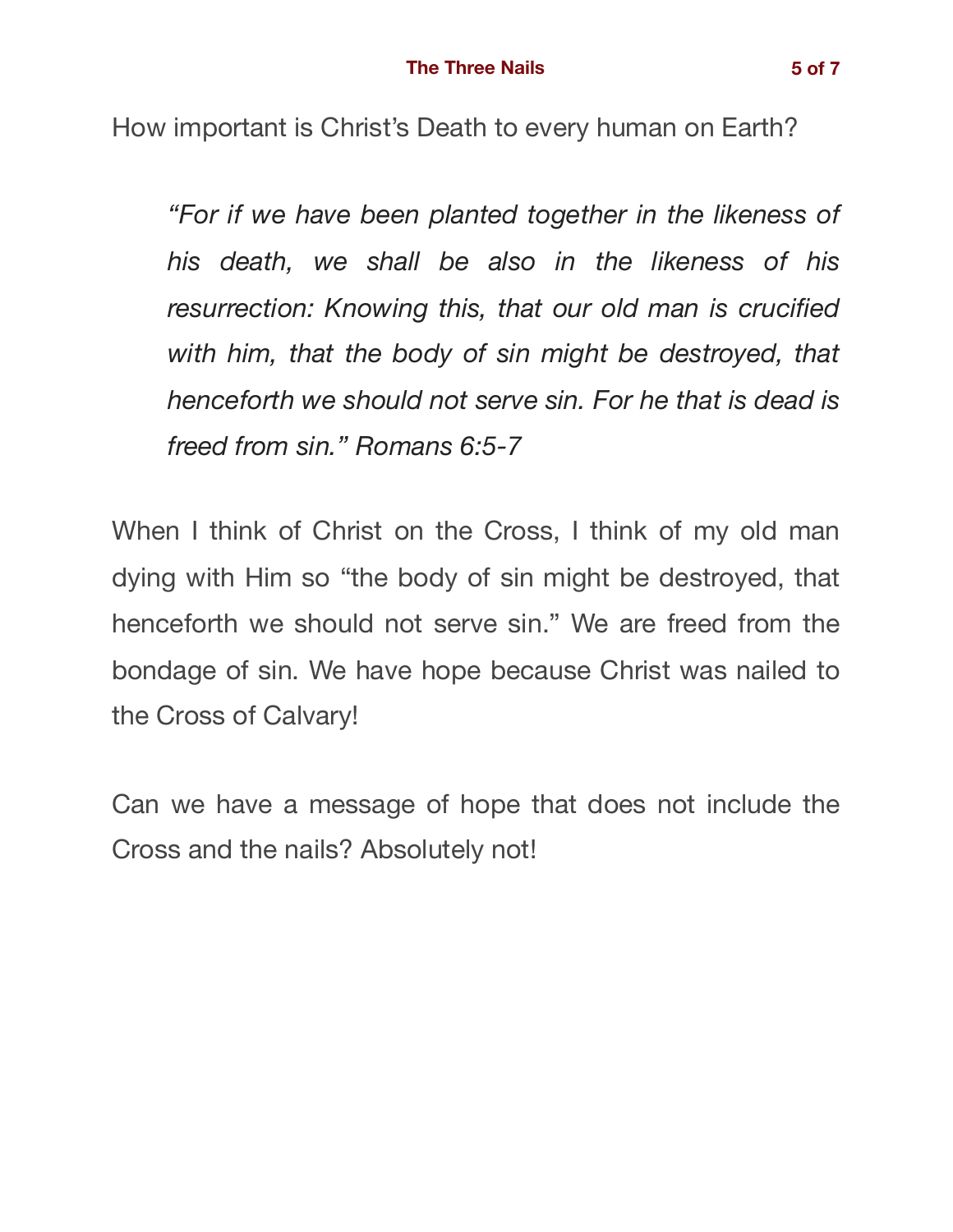How important is Christ's Death to every human on Earth?

> *"For if we have been planted together in the likeness of his death, we shall be also in the likeness of his resurrection: Knowing this, that our old man is crucified with him, that the body of sin might be destroyed, that henceforth we should not serve sin. For he that is dead is freed from sin." Romans 6:5-7*

When I think of Christ on the Cross, I think of my old man dying with Him so "the body of sin might be destroyed, that henceforth we should not serve sin." We are freed from the bondage of sin. We have hope because Christ was nailed to the Cross of Calvary!

Can we have a message of hope that does not include the Cross and the nails? Absolutely not!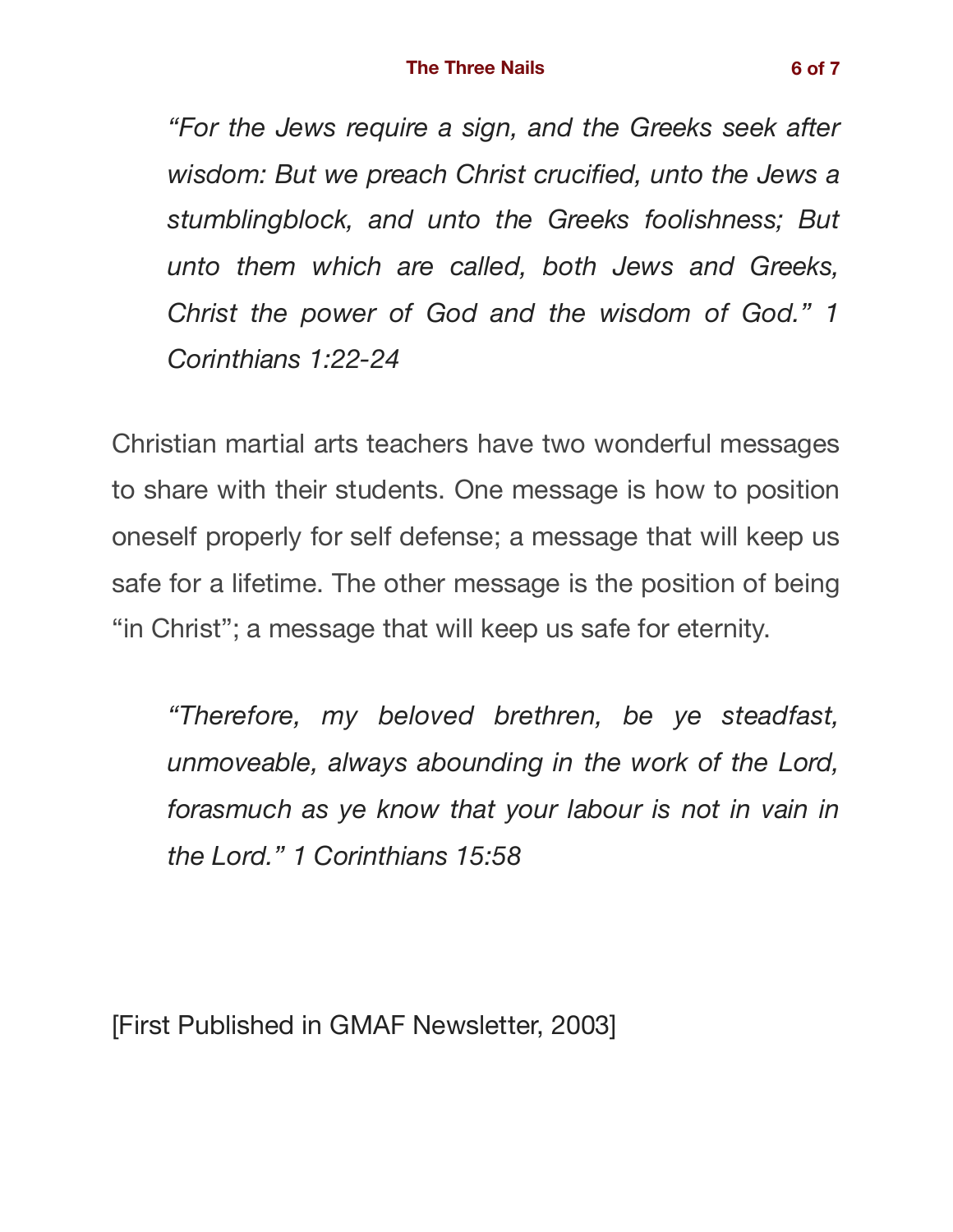> *"For the Jews require a sign, and the Greeks seek after wisdom: But we preach Christ crucified, unto the Jews a stumblingblock, and unto the Greeks foolishness; But unto them which are called, both Jews and Greeks, Christ the power of God and the wisdom of God." 1 Corinthians 1:22-24*

Christian martial arts teachers have two wonderful messages to share with their students. One message is how to position oneself properly for self defense; a message that will keep us safe for a lifetime. The other message is the position of being "in Christ"; a message that will keep us safe for eternity.

> *"Therefore, my beloved brethren, be ye steadfast, unmoveable, always abounding in the work of the Lord, forasmuch as ye know that your labour is not in vain in the Lord." 1 Corinthians 15:58*

[First Published in GMAF Newsletter, 2003]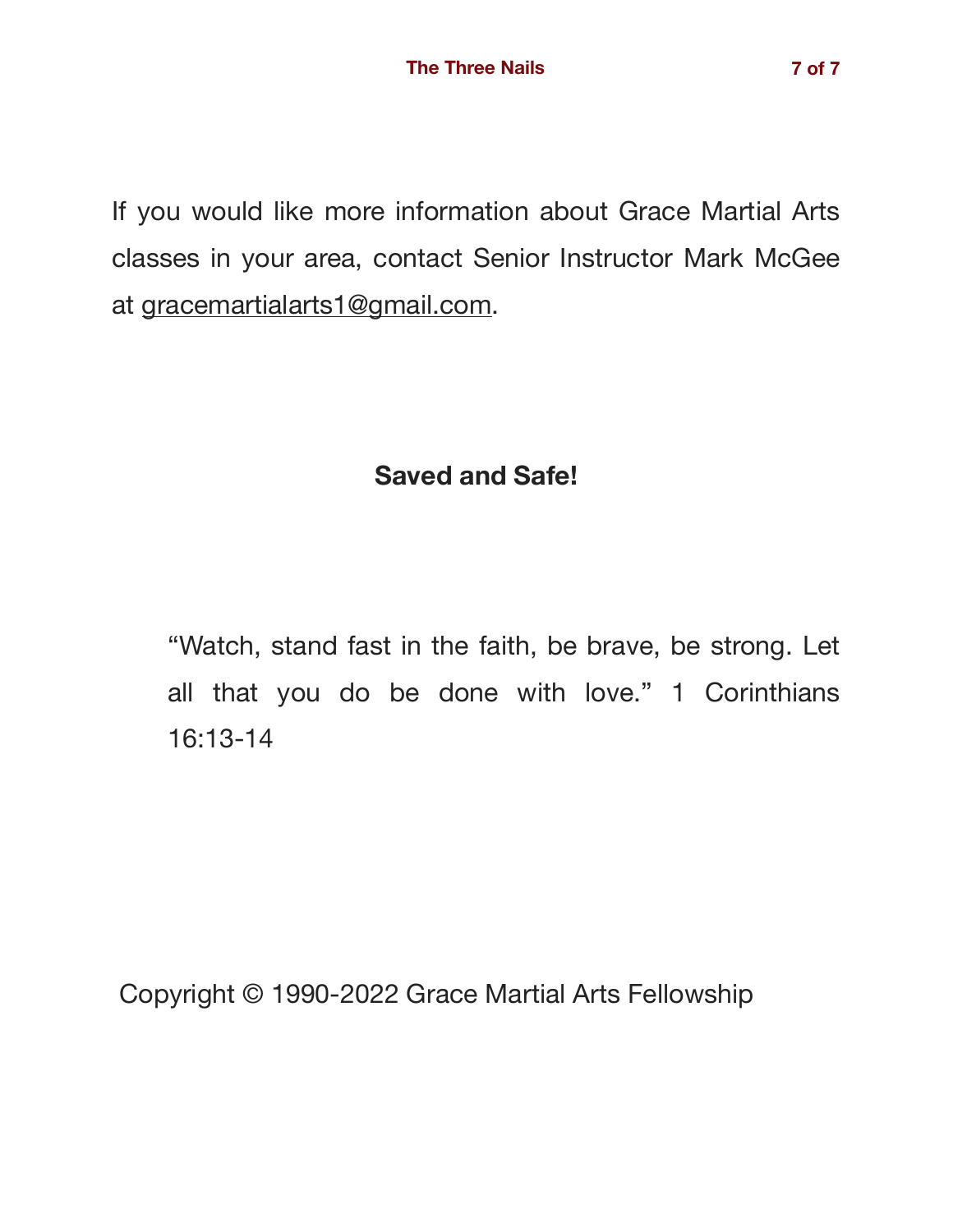If you would like more information about Grace Martial Arts classes in your area, contact Senior Instructor Mark McGee at gracemartialarts1@gmail.com.

**Saved and Safe!**

> "Watch, stand fast in the faith, be brave, be strong. Let all that you do be done with love." 1 Corinthians 16:13-14

Copyright © 1990-2022 Grace Martial Arts Fellowship